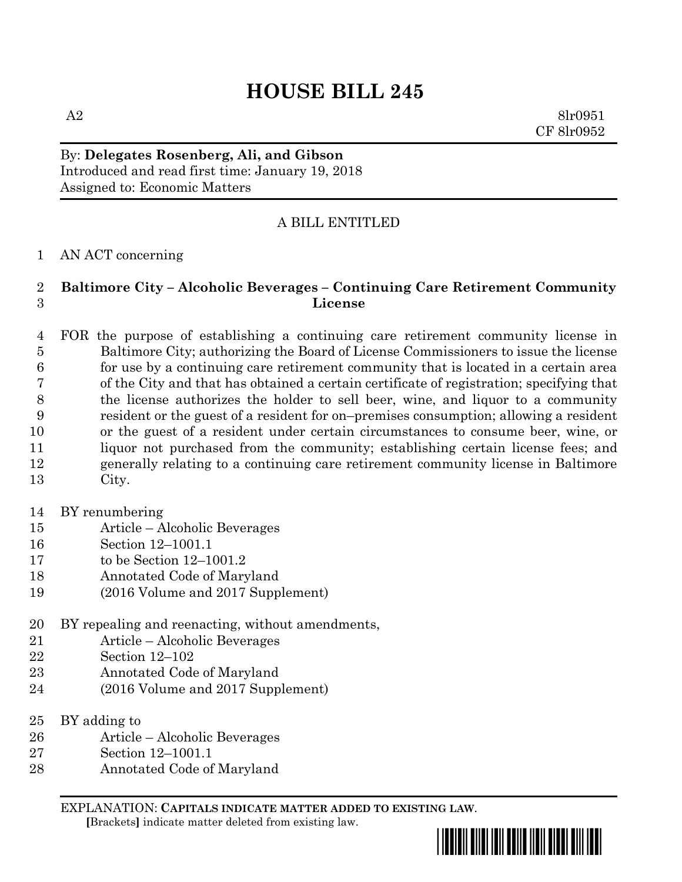# HOUSE BILL 245

A2 8lr0951
CF 8lr0952

By: **Delegates Rosenberg, Ali, and Gibson**
Introduced and read first time: January 19, 2018
Assigned to: Economic Matters

A BILL ENTITLED

AN ACT concerning

**Baltimore City – Alcoholic Beverages – Continuing Care Retirement Community License**

FOR the purpose of establishing a continuing care retirement community license in Baltimore City; authorizing the Board of License Commissioners to issue the license for use by a continuing care retirement community that is located in a certain area of the City and that has obtained a certain certificate of registration; specifying that the license authorizes the holder to sell beer, wine, and liquor to a community resident or the guest of a resident for on–premises consumption; allowing a resident or the guest of a resident under certain circumstances to consume beer, wine, or liquor not purchased from the community; establishing certain license fees; and generally relating to a continuing care retirement community license in Baltimore City.

BY renumbering
Article – Alcoholic Beverages
Section 12–1001.1
to be Section 12–1001.2
Annotated Code of Maryland
(2016 Volume and 2017 Supplement)

BY repealing and reenacting, without amendments,
Article – Alcoholic Beverages
Section 12–102
Annotated Code of Maryland
(2016 Volume and 2017 Supplement)

BY adding to
Article – Alcoholic Beverages
Section 12–1001.1
Annotated Code of Maryland

EXPLANATION: **CAPITALS INDICATE MATTER ADDED TO EXISTING LAW**.
**[**Brackets**]** indicate matter deleted from existing law.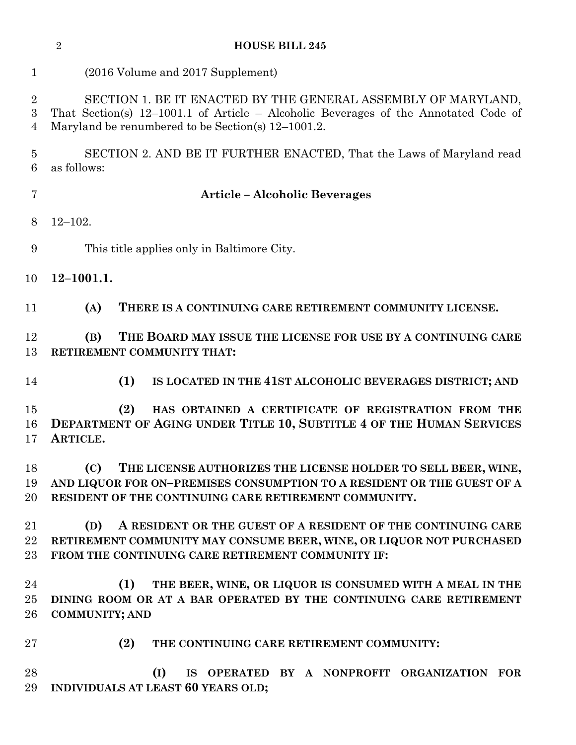(2016 Volume and 2017 Supplement)

SECTION 1. BE IT ENACTED BY THE GENERAL ASSEMBLY OF MARYLAND, That Section(s) 12–1001.1 of Article – Alcoholic Beverages of the Annotated Code of Maryland be renumbered to be Section(s) 12–1001.2.

SECTION 2. AND BE IT FURTHER ENACTED, That the Laws of Maryland read as follows:

**Article – Alcoholic Beverages**

12–102.

This title applies only in Baltimore City.

**12–1001.1.**

**(A) THERE IS A CONTINUING CARE RETIREMENT COMMUNITY LICENSE.**

**(B) THE BOARD MAY ISSUE THE LICENSE FOR USE BY A CONTINUING CARE RETIREMENT COMMUNITY THAT:**

**(1) IS LOCATED IN THE 41ST ALCOHOLIC BEVERAGES DISTRICT; AND**

**(2) HAS OBTAINED A CERTIFICATE OF REGISTRATION FROM THE DEPARTMENT OF AGING UNDER TITLE 10, SUBTITLE 4 OF THE HUMAN SERVICES ARTICLE.**

**(C) THE LICENSE AUTHORIZES THE LICENSE HOLDER TO SELL BEER, WINE, AND LIQUOR FOR ON–PREMISES CONSUMPTION TO A RESIDENT OR THE GUEST OF A RESIDENT OF THE CONTINUING CARE RETIREMENT COMMUNITY.**

**(D) A RESIDENT OR THE GUEST OF A RESIDENT OF THE CONTINUING CARE RETIREMENT COMMUNITY MAY CONSUME BEER, WINE, OR LIQUOR NOT PURCHASED FROM THE CONTINUING CARE RETIREMENT COMMUNITY IF:**

**(1) THE BEER, WINE, OR LIQUOR IS CONSUMED WITH A MEAL IN THE DINING ROOM OR AT A BAR OPERATED BY THE CONTINUING CARE RETIREMENT COMMUNITY; AND**

**(2) THE CONTINUING CARE RETIREMENT COMMUNITY:**

**(I) IS OPERATED BY A NONPROFIT ORGANIZATION FOR INDIVIDUALS AT LEAST 60 YEARS OLD;**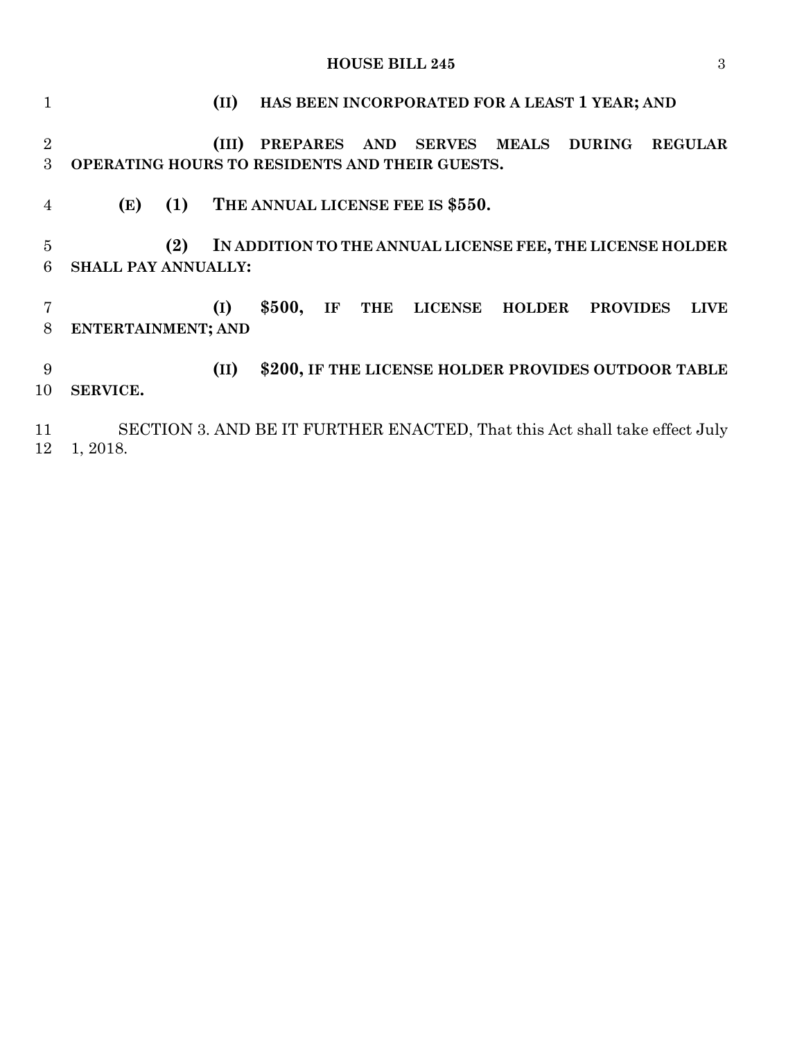**(II) HAS BEEN INCORPORATED FOR A LEAST 1 YEAR; AND**

**(III) PREPARES AND SERVES MEALS DURING REGULAR OPERATING HOURS TO RESIDENTS AND THEIR GUESTS.**

**(E) (1) THE ANNUAL LICENSE FEE IS $550.**

**(2) IN ADDITION TO THE ANNUAL LICENSE FEE, THE LICENSE HOLDER SHALL PAY ANNUALLY:**

**(I) $500, IF THE LICENSE HOLDER PROVIDES LIVE ENTERTAINMENT; AND**

**(II) $200, IF THE LICENSE HOLDER PROVIDES OUTDOOR TABLE SERVICE.**

SECTION 3. AND BE IT FURTHER ENACTED, That this Act shall take effect July 1, 2018.